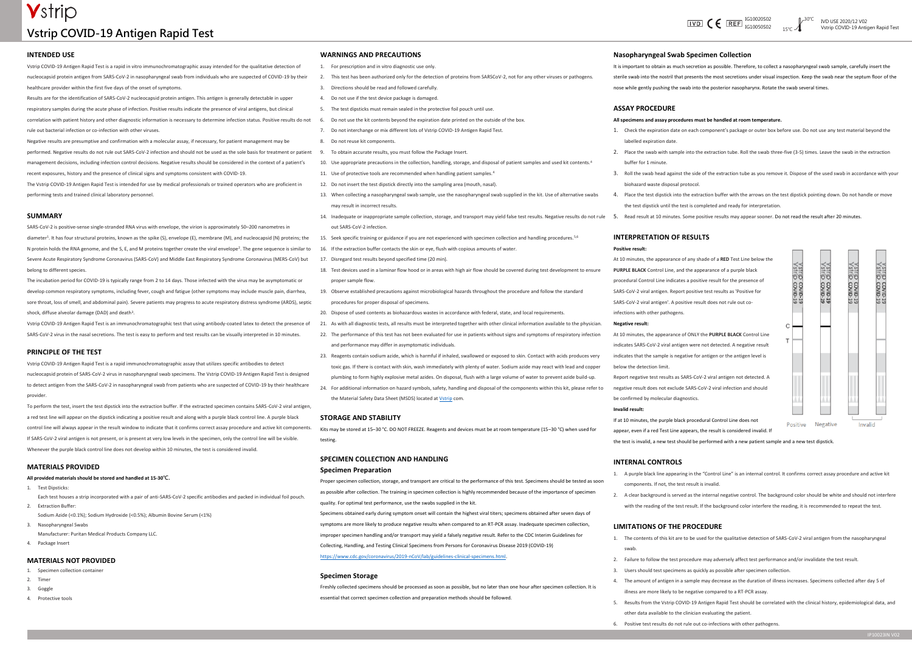# Vstrip COVID-19 Antigen Rapid Test

IVD CE REF IG10020S02 IG10050S02 15°C–30°C IVD USE 2020/12 V02 Vstrip COVID-19 Antigen Rapid Test

## INTENDED USE

Vstrip COVID-19 Antigen Rapid Test is a rapid in vitro immunochromatographic assay intended for the qualitative detection of nucleocapsid protein antigen from SARS-CoV-2 in nasopharyngeal swab from individuals who are suspected of COVID-19 by their healthcare provider within the first five days of the onset of symptoms.

Results are for the identification of SARS-CoV-2 nucleocapsid protein antigen. This antigen is generally detectable in upper respiratory samples during the acute phase of infection. Positive results indicate the presence of viral antigens, but clinical correlation with patient history and other diagnostic information is necessary to determine infection status. Positive results do not rule out bacterial infection or co-infection with other viruses.

Negative results are presumptive and confirmation with a molecular assay, if necessary, for patient management may be performed. Negative results do not rule out SARS-CoV-2 infection and should not be used as the sole basis for treatment or patient management decisions, including infection control decisions. Negative results should be considered in the context of a patient's recent exposures, history and the presence of clinical signs and symptoms consistent with COVID-19.

The Vstrip COVID-19 Antigen Rapid Test is intended for use by medical professionals or trained operators who are proficient in performing tests and trained clinical laboratory personnel.

## SUMMARY

SARS-CoV-2 is positive-sense single-stranded RNA virus with envelope, the virion is approximately 50–200 nanometres in diameter[1]. It has four structural proteins, known as the spike (S), envelope (E), membrane (M), and nucleocapsid (N) proteins; the N protein holds the RNA genome, and the S, E, and M proteins together create the viral envelope[2]. The gene sequence is similar to Severe Acute Respiratory Syndrome Coronavirus (SARS-CoV) and Middle East Respiratory Syndrome Coronavirus (MERS-CoV) but belong to different species.

The incubation period for COVID-19 is typically range from 2 to 14 days. Those infected with the virus may be asymptomatic or develop common respiratory symptoms, including fever, cough and fatigue (other symptoms may include muscle pain, diarrhea, sore throat, loss of smell, and abdominal pain). Severe patients may progress to acute respiratory distress syndrome (ARDS), septic shock, diffuse alveolar damage (DAD) and death[3].

Vstrip COVID-19 Antigen Rapid Test is an immunochromatographic test that using antibody-coated latex to detect the presence of SARS-CoV-2 virus in the nasal secretions. The test is easy to perform and test results can be visually interpreted in 10 minutes.

## PRINCIPLE OF THE TEST

Vstrip COVID-19 Antigen Rapid Test is a rapid immunochromatographic assay that utilizes specific antibodies to detect nucleocapsid protein of SARS-CoV-2 virus in nasopharyngeal swab specimens. The Vstrip COVID-19 Antigen Rapid Test is designed to detect antigen from the SARS-CoV-2 in nasopharyngeal swab from patients who are suspected of COVID-19 by their healthcare provider.

To perform the test, insert the test dipstick into the extraction buffer. If the extracted specimen contains SARS-CoV-2 viral antigen, a red test line will appear on the dipstick indicating a positive result and along with a purple black control line. A purple black control line will always appear in the result window to indicate that it confirms correct assay procedure and active kit components. If SARS-CoV-2 viral antigen is not present, or is present at very low levels in the specimen, only the control line will be visible. Whenever the purple black control line does not develop within 10 minutes, the test is considered invalid.

## MATERIALS PROVIDED

**All provided materials should be stored and handled at 15-30℃.**

1. Test Dipsticks:
   Each test houses a strip incorporated with a pair of anti-SARS-CoV-2 specific antibodies and packed in individual foil pouch.
2. Extraction Buffer:
   Sodium Azide (<0.1%); Sodium Hydroxide (<0.5%); Albumin Bovine Serum (<1%)
3. Nasopharyngeal Swabs
   Manufacturer: Puritan Medical Products Company LLC.
4. Package Insert

## MATERIALS NOT PROVIDED

1. Specimen collection container
2. Timer
3. Goggle
4. Protective tools

## WARNINGS AND PRECAUTIONS

1. For prescription and in vitro diagnostic use only.
2. This test has been authorized only for the detection of proteins from SARSCoV-2, not for any other viruses or pathogens.
3. Directions should be read and followed carefully.
4. Do not use if the test device package is damaged.
5. The test dipsticks must remain sealed in the protective foil pouch until use.
6. Do not use the kit contents beyond the expiration date printed on the outside of the box.
7. Do not interchange or mix different lots of Vstrip COVID-19 Antigen Rapid Test.
8. Do not reuse kit components.
9. To obtain accurate results, you must follow the Package Insert.
10. Use appropriate precautions in the collection, handling, storage, and disposal of patient samples and used kit contents.[4]
11. Use of protective tools are recommended when handling patient samples.[4]
12. Do not insert the test dipstick directly into the sampling area (mouth, nasal).
13. When collecting a nasopharyngeal swab sample, use the nasopharyngeal swab supplied in the kit. Use of alternative swabs may result in incorrect results.
14. Inadequate or inappropriate sample collection, storage, and transport may yield false test results. Negative results do not rule out SARS-CoV-2 infection.
15. Seek specific training or guidance if you are not experienced with specimen collection and handling procedures.[5,6]
16. If the extraction buffer contacts the skin or eye, flush with copious amounts of water.
17. Disregard test results beyond specified time (20 min).
18. Test devices used in a laminar flow hood or in areas with high air flow should be covered during test development to ensure proper sample flow.
19. Observe established precautions against microbiological hazards throughout the procedure and follow the standard procedures for proper disposal of specimens.
20. Dispose of used contents as biohazardous wastes in accordance with federal, state, and local requirements.
21. As with all diagnostic tests, all results must be interpreted together with other clinical information available to the physician.
22. The performance of this test has not been evaluated for use in patients without signs and symptoms of respiratory infection and performance may differ in asymptomatic individuals.
23. Reagents contain sodium azide, which is harmful if inhaled, swallowed or exposed to skin. Contact with acids produces very toxic gas. If there is contact with skin, wash immediately with plenty of water. Sodium azide may react with lead and copper plumbing to form highly explosive metal azides. On disposal, flush with a large volume of water to prevent azide build-up.
24. For additional information on hazard symbols, safety, handling and disposal of the components within this kit, please refer to the Material Safety Data Sheet (MSDS) located at Vstrip com.

## STORAGE AND STABILITY

Kits may be stored at 15–30 °C. DO NOT FREEZE. Reagents and devices must be at room temperature (15–30 °C) when used for testing.

## SPECIMEN COLLECTION AND HANDLING

### Specimen Preparation

Proper specimen collection, storage, and transport are critical to the performance of this test. Specimens should be tested as soon as possible after collection. The training in specimen collection is highly recommended because of the importance of specimen quality. For optimal test performance, use the swabs supplied in the kit.

Specimens obtained early during symptom onset will contain the highest viral titers; specimens obtained after seven days of symptoms are more likely to produce negative results when compared to an RT-PCR assay. Inadequate specimen collection, improper specimen handling and/or transport may yield a falsely negative result. Refer to the CDC Interim Guidelines for Collecting, Handling, and Testing Clinical Specimens from Persons for Coronavirus Disease 2019 (COVID-19) https://www.cdc.gov/coronavirus/2019-nCoV/lab/guidelines-clinical-specimens.html.

### Specimen Storage

Freshly collected specimens should be processed as soon as possible, but no later than one hour after specimen collection. It is essential that correct specimen collection and preparation methods should be followed.

### Nasopharyngeal Swab Specimen Collection

It is important to obtain as much secretion as possible. Therefore, to collect a nasopharyngeal swab sample, carefully insert the sterile swab into the nostril that presents the most secretions under visual inspection. Keep the swab near the septum floor of the nose while gently pushing the swab into the posterior nasopharynx. Rotate the swab several times.

## ASSAY PROCEDURE

**All specimens and assay procedures must be handled at room temperature.**

1. Check the expiration date on each component's package or outer box before use. Do not use any test material beyond the labelled expiration date.
2. Place the swab with sample into the extraction tube. Roll the swab three-five (3-5) times. Leave the swab in the extraction buffer for 1 minute.
3. Roll the swab head against the side of the extraction tube as you remove it. Dispose of the used swab in accordance with your biohazard waste disposal protocol.
4. Place the test dipstick into the extraction buffer with the arrows on the test dipstick pointing down. Do not handle or move the test dipstick until the test is completed and ready for interpretation.
5. Read result at 10 minutes. Some positive results may appear sooner. Do not read the result after 20 minutes.

## INTERPRETATION OF RESULTS

**Positive result:**

At 10 minutes, the appearance of any shade of a **RED** Test Line below the **PURPLE BLACK** Control Line, and the appearance of a purple black procedural Control Line indicates a positive result for the presence of SARS-CoV-2 viral antigen. Report positive test results as 'Positive for SARS-CoV-2 viral antigen'. A positive result does not rule out co-infections with other pathogens.

**Negative result:**

At 10 minutes, the appearance of ONLY the **PURPLE BLACK** Control Line indicates SARS-CoV-2 viral antigen were not detected. A negative result indicates that the sample is negative for antigen or the antigen level is below the detection limit.

Report negative test results as SARS-CoV-2 viral antigen not detected. A negative result does not exclude SARS-CoV-2 viral infection and should be confirmed by molecular diagnostics.

**Invalid result:**

If at 10 minutes, the purple black procedural Control Line does not appear, even if a red Test Line appears, the result is considered invalid. If the test is invalid, a new test should be performed with a new patient sample and a new test dipstick.

C T — Positive / Negative / Invalid

## INTERNAL CONTROLS

1. A purple black line appearing in the "Control Line" is an internal control. It confirms correct assay procedure and active kit components. If not, the test result is invalid.
2. A clear background is served as the internal negative control. The background color should be white and should not interfere with the reading of the test result. If the background color interfere the reading, it is recommended to repeat the test.

## LIMITATIONS OF THE PROCEDURE

1. The contents of this kit are to be used for the qualitative detection of SARS-CoV-2 viral antigen from the nasopharyngeal swab.
2. Failure to follow the test procedure may adversely affect test performance and/or invalidate the test result.
3. Users should test specimens as quickly as possible after specimen collection.
4. The amount of antigen in a sample may decrease as the duration of illness increases. Specimens collected after day 5 of illness are more likely to be negative compared to a RT-PCR assay.
5. Results from the Vstrip COVID-19 Antigen Rapid Test should be correlated with the clinical history, epidemiological data, and other data available to the clinician evaluating the patient.
6. Positive test results do not rule out co-infections with other pathogens.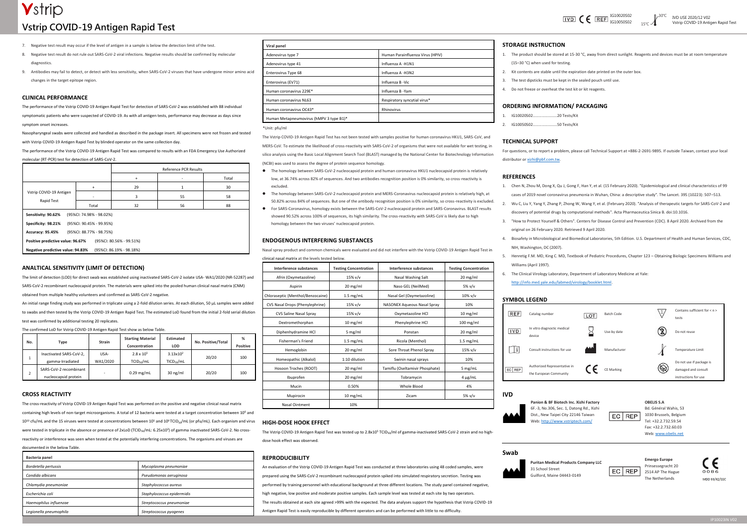# Vstrip COVID-19 Antigen Rapid Test

IVD CE REF IG10020S02 IG10050S02 15°C 30°C IVD USE 2020/12 V02 Vstrip COVID-19 Antigen Rapid Test

7. Negative test result may occur if the level of antigen in a sample is below the detection limit of the test.
8. Negative test result do not rule out SARS-CoV-2 viral infections. Negative results should be confirmed by molecular diagnostics.
9. Antibodies may fail to detect, or detect with less sensitivity, when SARS-CoV-2 viruses that have undergone minor amino acid changes in the target epitope region.

## CLINICAL PERFORMANCE

The performance of the Vstrip COVID-19 Antigen Rapid Test for detection of SARS-CoV-2 was established with 88 individual symptomatic patients who were suspected of COVID-19. As with all antigen tests, performance may decrease as days since symptom onset increases.

Nasopharyngeal swabs were collected and handled as described in the package insert. All specimens were not frozen and tested with Vstrip COVID-19 Antigen Rapid Test by blinded operator on the same collection day.

The performance of the Vstrip COVID-19 Antigen Rapid Test was compared to results with an FDA Emergency Use Authorized molecular (RT-PCR) test for detection of SARS-CoV-2.

| | | Reference PCR Results | | |
|---|---|---|---|---|
| | | + | - | Total |
| Vstrip COVID-19 Antigen Rapid Test | + | 29 | 1 | 30 |
| | - | 3 | 55 | 58 |
| | Total | 32 | 56 | 88 |

**Sensitivity: 90.62%** (95%CI: 74.98% - 98.02%)

**Specificity: 98.21%** (95%CI: 90.45% - 99.95%)

**Accuracy: 95.45%** (95%CI: 88.77% - 98.75%)

**Positive predictive value: 96.67%** (95%CI: 80.56% - 99.51%)

**Negative predictive value: 94.83%** (95%CI: 86.19% - 98.18%)

## ANALTICAL SENSITIVITY (LIMIT OF DETECTION)

The limit of detection (LOD) for direct swab was established using inactivated SARS-CoV-2 isolate USA- WA1/2020 (NR-52287) and SARS-CoV-2 recombinant nucleocapsid protein. The materials were spiked into the pooled human clinical nasal matrix (CNM) obtained from multiple healthy volunteers and confirmed as SARS-CoV-2 negative.

An initial range finding study was performed in triplicate using a 2-fold dilution series. At each dilution, 50 µL samples were added to swabs and then tested by the Vstrip COVID-19 Antigen Rapid Test. The estimated LoD found from the initial 2-fold serial dilution test was confirmed by additional testing 20 replicates.

The confirmed LoD for Vstrip COVID-19 Antigen Rapid Test show as below Table.

| No. | Type | Strain | Starting Material Concentration | Estimated LOD | No. Positive/Total | % Positive |
|---|---|---|---|---|---|---|
| 1 | Inactivated SARS-CoV-2, gamma-Irradiated | USA-WA1/2020 | $2.8 \times 10^5$ $TCID_{50}$/mL | $3.13 \times 10^2$ $TICD_{50}$/mL | 20/20 | 100 |
| 2 | SARS-CoV-2 recombinant nucleocapsid protein | - | 0.29 mg/mL | 30 ng/ml | 20/20 | 100 |

## CROSS REACTIVITY

The cross-reactivity of Vstrip COVID-19 Antigen Rapid Test was performed on the positive and negative clinical nasal matrix containing high levels of non-target microorganisms. A total of 12 bacteria were tested at a target concentration between $10^6$ and $10^{10}$ cfu/mL and the 15 viruses were tested at concentrations between $10^5$ and $10^8$ $TCID_{50}$/mL (or pfu/mL). Each organism and virus were tested in triplicate in the absence or presence of 2xLoD ($TCID_{50}$/mL: $6.25 \times 10^2$) of gamma inactivated SARS-CoV-2. No cross-reactivity or interference was seen when tested at the potentially interfering concentrations. The organisms and viruses are documented in the below Table.

| Bacteria panel | |
|---|---|
| *Bordetella pertussis* | *Mycoplasma pneumoniae* |
| *Candida albicans* | *Pseudomonas aeruginosa* |
| *Chlamydia pneumoniae* | *Staphylococcus aureus* |
| *Escherichia coli* | *Staphylococcus epidermidis* |
| *Haemophilus influenzae* | *Streptococcus pneumoniae* |
| *Legionella pneumophila* | *Streptococcus pyogenes* |

| Viral panel | |
|---|---|
| Adenovirus type 7 | Human Parainfluenza Virus (HPIV) |
| Adenovirus type 41 | Influenza A -H1N1 |
| Enterovirus Type 68 | Influenza A -H3N2 |
| Enterovirus (EV71) | Influenza B -Vic |
| Human coronavirus 229E* | Influenza B -Yam |
| Human coronavirus NL63 | Respiratory syncytial virus* |
| Human coronavirus OC43* | Rhinovirus |
| Human Metapneumovirus (hMPV 3 type B1)* | |

*Unit: pfu/ml

The Vstrip COVID-19 Antigen Rapid Test has not been tested with samples positive for human coronavirus HKU1, SARS-CoV, and MERS-CoV. To estimate the likelihood of cross-reactivity with SARS-CoV-2 of organisms that were not available for wet testing, in silico analysis using the Basic Local Alignment Search Tool (BLAST) managed by the National Center for Biotechnology Information (NCBI) was used to assess the degree of protein sequence homology.

- The homology between SARS-CoV-2 nucleocapsid protein and human coronavirus HKU1 nucleocapsid protein is relatively low, at 36.74% across 82% of sequences. And two antibodies recognition position is 0% similarity, so cross-reactivity is excluded.
- The homology between SARS-CoV-2 nucleocapsid protein and MERS-Coronavirus nucleocapsid protein is relatively high, at 50.82% across 84% of sequences. But one of the antibody recognition position is 0% similarity, so cross-reactivity is excluded.
- For SARS-Coronavirus, homology exists between the SARS-CoV-2 nucleocapsid protein and SARS-Coronavirus. BLAST results showed 90.52% across 100% of sequences, its high similarity. The cross-reactivity with SARS-CoV is likely due to high homology between the two viruses' nucleocapsid protein.

## ENDOGENOUS INTERFERING SUBSTANCES

Nasal spray product and common chemicals were evaluated and did not interfere with the Vstrip COVID-19 Antigen Rapid Test in clinical nasal matrix at the levels tested below.

| Interference substances | Testing Concentration | Interference substances | Testing Concentration |
|---|---|---|---|
| Afrin (Oxymetazoline) | 15% v/v | Nasal Washing Salt | 20 mg/ml |
| Aspirin | 20 mg/ml | Naso GEL (NeilMed) | 5% v/v |
| Chloraseptic (Menthol/Benzocaine) | 1.5 mg/mL | Nasal Gel (Oxymetazoline) | 10% v/v |
| CVS Nasal Drops (Phenylephrine) | 15% v/v | NASONEX Aqueous Nasal Spray | 10% |
| CVS Saline Nasal Spray | 15% v/v | Oxymetazoline HCl | 10 mg/ml |
| Dextromethorphan | 10 mg/ml | Phenylephrine HCl | 100 mg/ml |
| Diphenhydramine HCl | 5 mg/ml | Ponstan | 20 mg/ml |
| Fisherman's Friend | 1.5 mg/mL | Ricola (Menthol) | 1.5 mg/mL |
| Hemoglobin | 20 mg/ml | Sore Throat Phenol Spray | 15% v/v |
| Homeopathic (Alkalol) | 1:10 dilution | Swinin nasal sprays | 10% |
| Hosoon Troches (ROOT) | 20 mg/ml | Tamiflu (Oseltamivir Phosphate) | 5 mg/mL |
| Ibuprofen | 20 mg/ml | Tobramycin | 4 µg/mL |
| Mucin | 0.50% | Whole Blood | 4% |
| Mupirocin | 10 mg/mL | Zicam | 5% v/v |
| Nasal Ointment | 10% | | |

## HIGH-DOSE HOOK EFFECT

The Vstrip COVID-19 Antigen Rapid Test was tested up to $2.8 \times 10^5$ $TCID_{50}$/ml of gamma-inactivated SARS-CoV-2 strain and no high-dose hook effect was observed.

## REPRODUCIBILITY

An evaluation of the Vstrip COVID-19 Antigen Rapid Test was conducted at three laboratories using 48 coded samples, were prepared using the SARS-CoV-2 recombinant nucleocapsid protein spiked into simulated respiratory secretion. Testing was performed by training personnel with educational background at three different locations. The study panel contained negative, high negative, low positive and moderate positive samples. Each sample level was tested at each site by two operators.

The results obtained at each site agreed >99% with the expected. The data analyses support the hypothesis that Vstrip COVID-19 Antigen Rapid Test is easily reproducible by different operators and can be performed with little to no difficulty.

## STORAGE INSTRUCTION

1. The product should be stored at 15-30 °C, away from direct sunlight. Reagents and devices must be at room temperature (15–30 °C) when used for testing.
2. Kit contents are stable until the expiration date printed on the outer box.
3. The test dipsticks must be kept in the sealed pouch until use.
4. Do not freeze or overheat the test kit or kit reagents.

## ORDERING INFORMATION/ PACKAGING

1. IG10020S02……………………20 Tests/Kit
2. IG10050S02……………………50 Tests/Kit

## TECHNICAL SUPPORT

For questions, or to report a problem, please call Technical Support at +886-2-2691-9895. If outside Taiwan, contact your local distributor or xizhi@pbf.com.tw.

## REFERENCES

1. Chen N, Zhou M, Dong X, Qu J, Gong F, Han Y, et al. (15 February 2020). "Epidemiological and clinical characteristics of 99 cases of 2019 novel coronavirus pneumonia in Wuhan, China: a descriptive study". The Lancet. 395 (10223): 507–513.
2. Wu C, Liu Y, Yang Y, Zhang P, Zhong W, Wang Y, et al. (February 2020). "Analysis of therapeutic targets for SARS-CoV-2 and discovery of potential drugs by computational methods". Acta Pharmaceutica Sinica B. doi:10.1016.
3. "How to Protect Yourself & Others". Centers for Disease Control and Prevention (CDC). 8 April 2020. Archived from the original on 26 February 2020. Retrieved 9 April 2020.
4. Biosafety in Microbiological and Biomedical Laboratories, 5th Edition. U.S. Department of Health and Human Services, CDC, NIH, Washington, DC (2007).
5. Henretig F.M. MD, King C. MD, Textbook of Pediatric Procedures, Chapter 123 – Obtaining Biologic Specimens Williams and Williams (April 1997).
6. The Clinical Virology Laboratory, Department of Laboratory Medicine at Yale: http://info.med.yale.edu/labmed/virology/booklet.html.

## SYMBOL LEGEND

| | | | | | |
|---|---|---|---|---|---|
| REF | Catalog number | LOT | Batch Code | Σ | Contains sufficient for < n > tests |
| IVD | In vitro diagnostic medical device | | Use-by date | | Do not reuse |
| | Consult instructions for use | | Manufacturer | | Temperature Limit |
| EC REP | Authorized Representative in the European Community | CE | CE Marking | | Do not use if package is damaged and consult instructions for use |

## IVD

**Panion & BF Biotech Inc. Xizhi Factory**
6F.-3, No.306, Sec. 1, Datong Rd., Xizhi Dist., New Taipei City 22146 Taiwan
Web: http://www.vstriptech.com/

EC REP

**OBELIS S.A**
Bd. Général Wahis, 53
1030 Brussels, Belgium
Tel: +32.2.732.59.54
Fax: +32.2.732.60.03
Web: www.obelis.net

## Swab

**Puritan Medical Products Company LLC**
31 School Street
Guilford, Maine 04443-0149

EC REP

**Emergo Europe**
Prinsessegracht 20
2514 AP The Hague
The Netherlands

CE 0086
MDD 93/42/EEC

IP10023IN V02